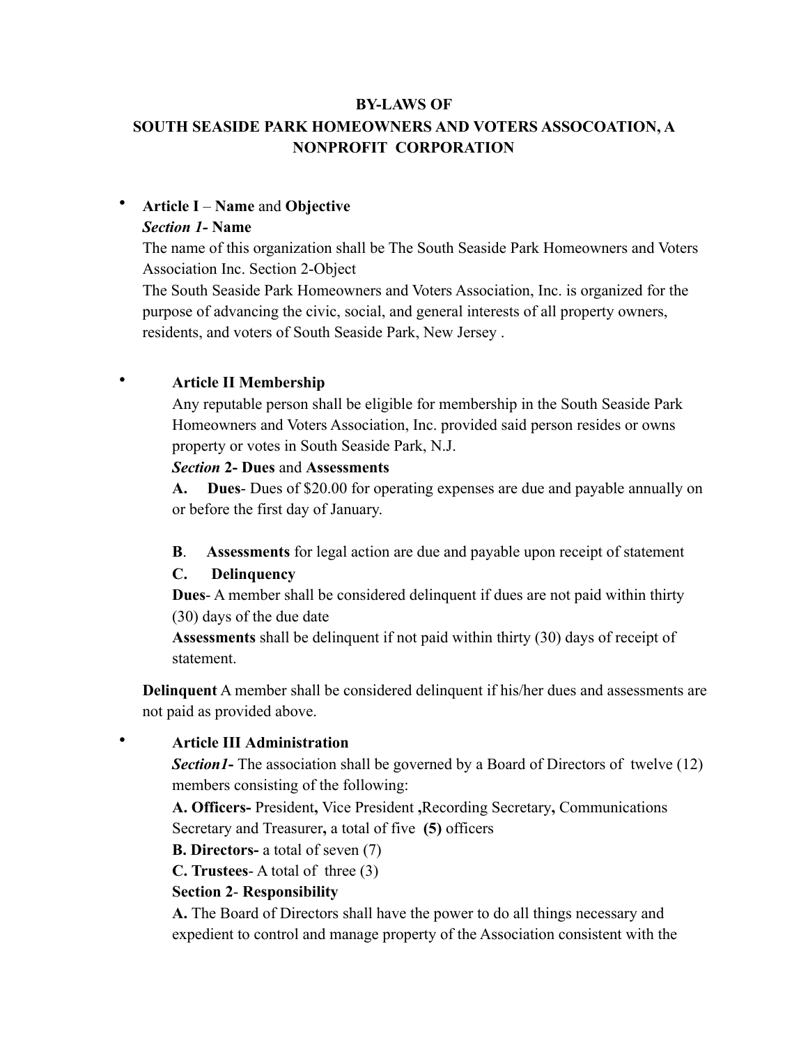**BY-LAWS OF**
**SOUTH SEASIDE PARK HOMEOWNERS AND VOTERS ASSOCOATION, A NONPROFIT CORPORATION**

- **Article I** – **Name** and **Objective**

  ***Section 1*- Name**

  The name of this organization shall be The South Seaside Park Homeowners and Voters Association Inc. Section 2-Object

  The South Seaside Park Homeowners and Voters Association, Inc. is organized for the purpose of advancing the civic, social, and general interests of all property owners, residents, and voters of South Seaside Park, New Jersey .

- **Article II Membership**

  Any reputable person shall be eligible for membership in the South Seaside Park Homeowners and Voters Association, Inc. provided said person resides or owns property or votes in South Seaside Park, N.J.

  ***Section* 2- Dues** and **Assessments**

  **A. Dues**- Dues of $20.00 for operating expenses are due and payable annually on or before the first day of January.

  **B**. **Assessments** for legal action are due and payable upon receipt of statement

  **C. Delinquency**

  **Dues**- A member shall be considered delinquent if dues are not paid within thirty (30) days of the due date

  **Assessments** shall be delinquent if not paid within thirty (30) days of receipt of statement.

  **Delinquent** A member shall be considered delinquent if his/her dues and assessments are not paid as provided above.

- **Article III Administration**

  ***Section1*-** The association shall be governed by a Board of Directors of twelve (12) members consisting of the following:

  **A. Officers-** President**,** Vice President **,**Recording Secretary**,** Communications Secretary and Treasurer**,** a total of five **(5)** officers

  **B. Directors-** a total of seven (7)

  **C. Trustees**- A total of three (3)

  **Section 2**- **Responsibility**

  **A.** The Board of Directors shall have the power to do all things necessary and expedient to control and manage property of the Association consistent with the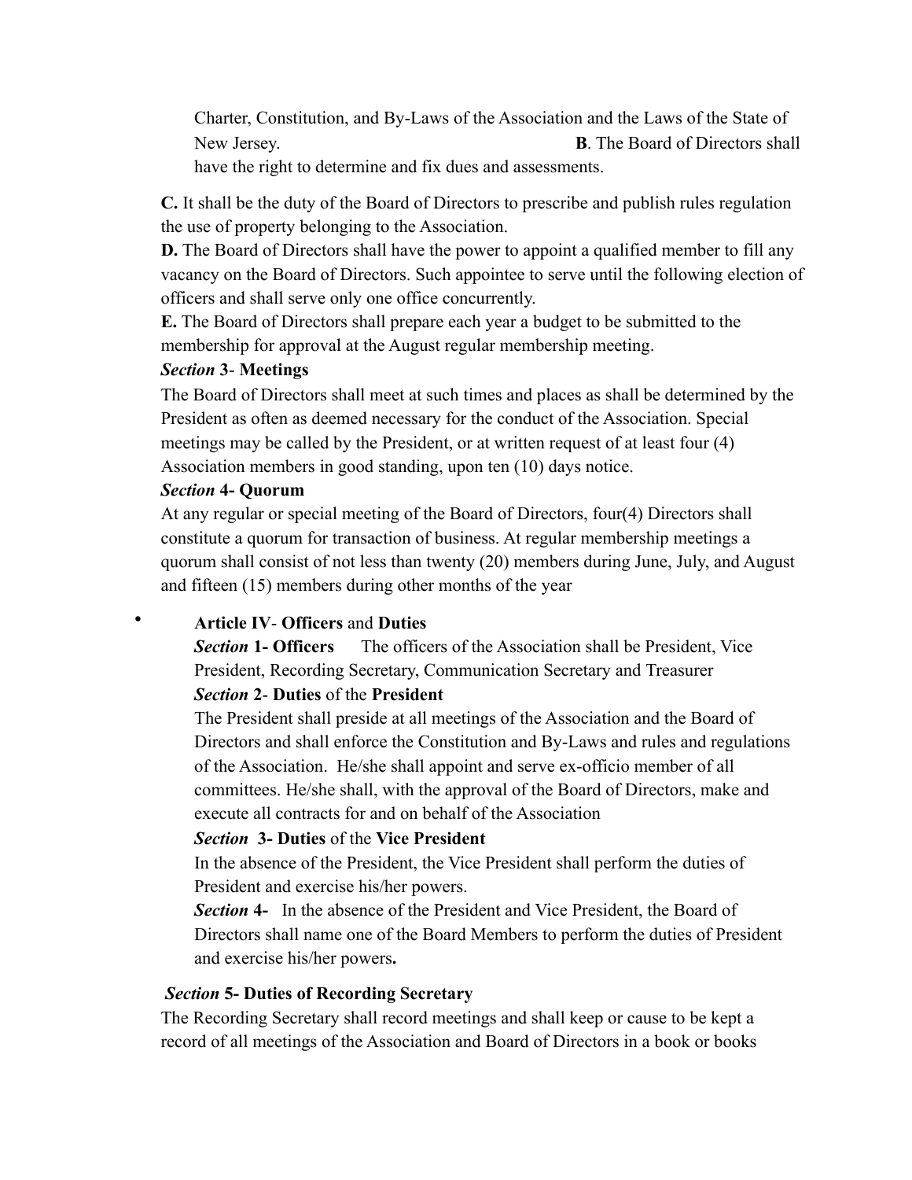Charter, Constitution, and By-Laws of the Association and the Laws of the State of New Jersey.

**B**. The Board of Directors shall have the right to determine and fix dues and assessments.

**C.** It shall be the duty of the Board of Directors to prescribe and publish rules regulation the use of property belonging to the Association.

**D.** The Board of Directors shall have the power to appoint a qualified member to fill any vacancy on the Board of Directors. Such appointee to serve until the following election of officers and shall serve only one office concurrently.

**E.** The Board of Directors shall prepare each year a budget to be submitted to the membership for approval at the August regular membership meeting.

***Section* 3- Meetings**

The Board of Directors shall meet at such times and places as shall be determined by the President as often as deemed necessary for the conduct of the Association. Special meetings may be called by the President, or at written request of at least four (4) Association members in good standing, upon ten (10) days notice.

***Section* 4- Quorum**

At any regular or special meeting of the Board of Directors, four(4) Directors shall constitute a quorum for transaction of business. At regular membership meetings a quorum shall consist of not less than twenty (20) members during June, July, and August and fifteen (15) members during other months of the year

- **Article IV**- **Officers** and **Duties**

***Section* 1- Officers** The officers of the Association shall be President, Vice President, Recording Secretary, Communication Secretary and Treasurer

***Section* 2**- **Duties** of the **President**

The President shall preside at all meetings of the Association and the Board of Directors and shall enforce the Constitution and By-Laws and rules and regulations of the Association. He/she shall appoint and serve ex-officio member of all committees. He/she shall, with the approval of the Board of Directors, make and execute all contracts for and on behalf of the Association

***Section* 3- Duties** of the **Vice President**

In the absence of the President, the Vice President shall perform the duties of President and exercise his/her powers.

***Section* 4-** In the absence of the President and Vice President, the Board of Directors shall name one of the Board Members to perform the duties of President and exercise his/her powers**.**

***Section* 5- Duties of Recording Secretary**

The Recording Secretary shall record meetings and shall keep or cause to be kept a record of all meetings of the Association and Board of Directors in a book or books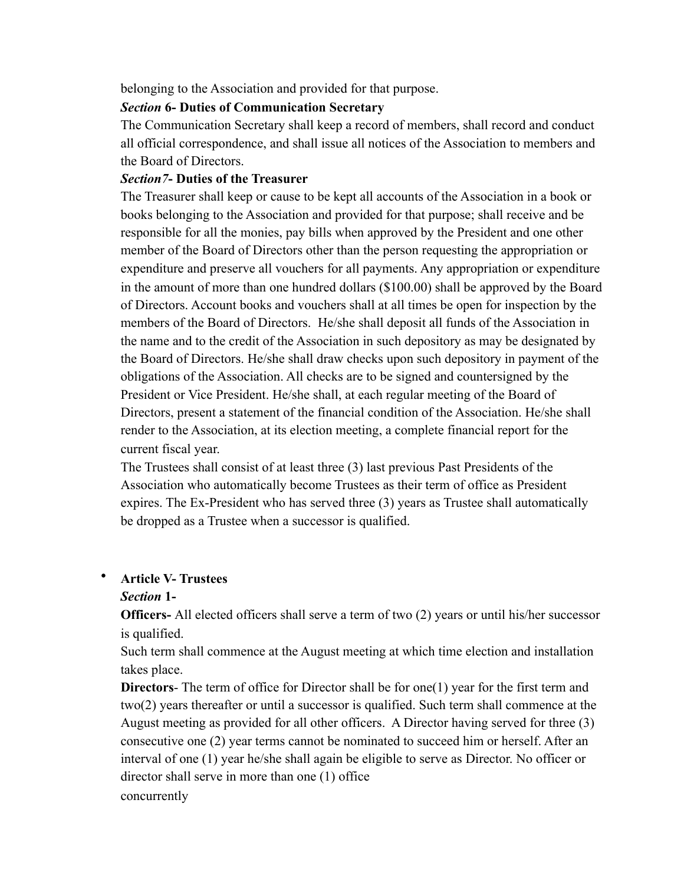belonging to the Association and provided for that purpose.

***Section* 6- Duties of Communication Secretary**

The Communication Secretary shall keep a record of members, shall record and conduct all official correspondence, and shall issue all notices of the Association to members and the Board of Directors.

***Section7*- Duties of the Treasurer**

The Treasurer shall keep or cause to be kept all accounts of the Association in a book or books belonging to the Association and provided for that purpose; shall receive and be responsible for all the monies, pay bills when approved by the President and one other member of the Board of Directors other than the person requesting the appropriation or expenditure and preserve all vouchers for all payments. Any appropriation or expenditure in the amount of more than one hundred dollars ($100.00) shall be approved by the Board of Directors. Account books and vouchers shall at all times be open for inspection by the members of the Board of Directors.  He/she shall deposit all funds of the Association in the name and to the credit of the Association in such depository as may be designated by the Board of Directors. He/she shall draw checks upon such depository in payment of the obligations of the Association. All checks are to be signed and countersigned by the President or Vice President. He/she shall, at each regular meeting of the Board of Directors, present a statement of the financial condition of the Association. He/she shall render to the Association, at its election meeting, a complete financial report for the current fiscal year.

The Trustees shall consist of at least three (3) last previous Past Presidents of the Association who automatically become Trustees as their term of office as President expires. The Ex-President who has served three (3) years as Trustee shall automatically be dropped as a Trustee when a successor is qualified.

- **Article V- Trustees**

  ***Section* 1-**

  **Officers-** All elected officers shall serve a term of two (2) years or until his/her successor is qualified.

  Such term shall commence at the August meeting at which time election and installation takes place.

  **Directors**- The term of office for Director shall be for one(1) year for the first term and two(2) years thereafter or until a successor is qualified. Such term shall commence at the August meeting as provided for all other officers.  A Director having served for three (3) consecutive one (2) year terms cannot be nominated to succeed him or herself. After an interval of one (1) year he/she shall again be eligible to serve as Director. No officer or director shall serve in more than one (1) office concurrently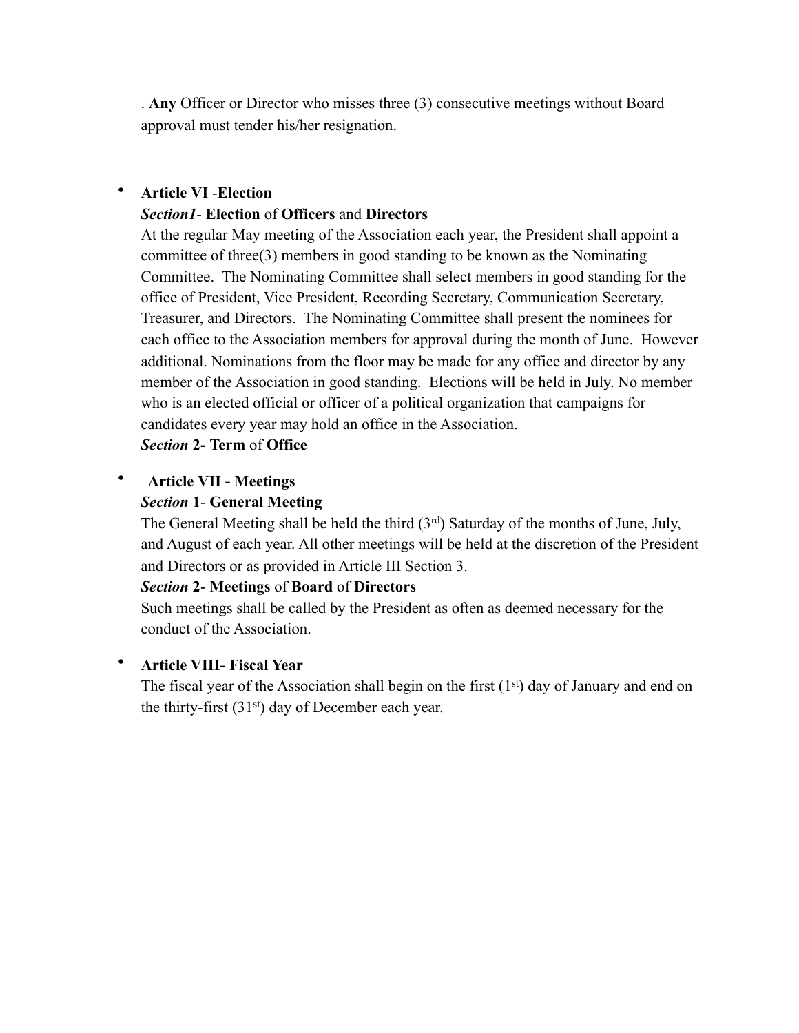. **Any** Officer or Director who misses three (3) consecutive meetings without Board approval must tender his/her resignation.

- **Article VI** -**Election**

  ***Section1***- **Election** of **Officers** and **Directors**

  At the regular May meeting of the Association each year, the President shall appoint a committee of three(3) members in good standing to be known as the Nominating Committee. The Nominating Committee shall select members in good standing for the office of President, Vice President, Recording Secretary, Communication Secretary, Treasurer, and Directors. The Nominating Committee shall present the nominees for each office to the Association members for approval during the month of June. However additional. Nominations from the floor may be made for any office and director by any member of the Association in good standing. Elections will be held in July. No member who is an elected official or officer of a political organization that campaigns for candidates every year may hold an office in the Association.

  ***Section* 2- Term** of **Office**

- **Article VII - Meetings**

  ***Section* 1**- **General Meeting**

  The General Meeting shall be held the third (3rd) Saturday of the months of June, July, and August of each year. All other meetings will be held at the discretion of the President and Directors or as provided in Article III Section 3.

  ***Section* 2**- **Meetings** of **Board** of **Directors**

  Such meetings shall be called by the President as often as deemed necessary for the conduct of the Association.

- **Article VIII- Fiscal Year**

  The fiscal year of the Association shall begin on the first (1st) day of January and end on the thirty-first (31st) day of December each year.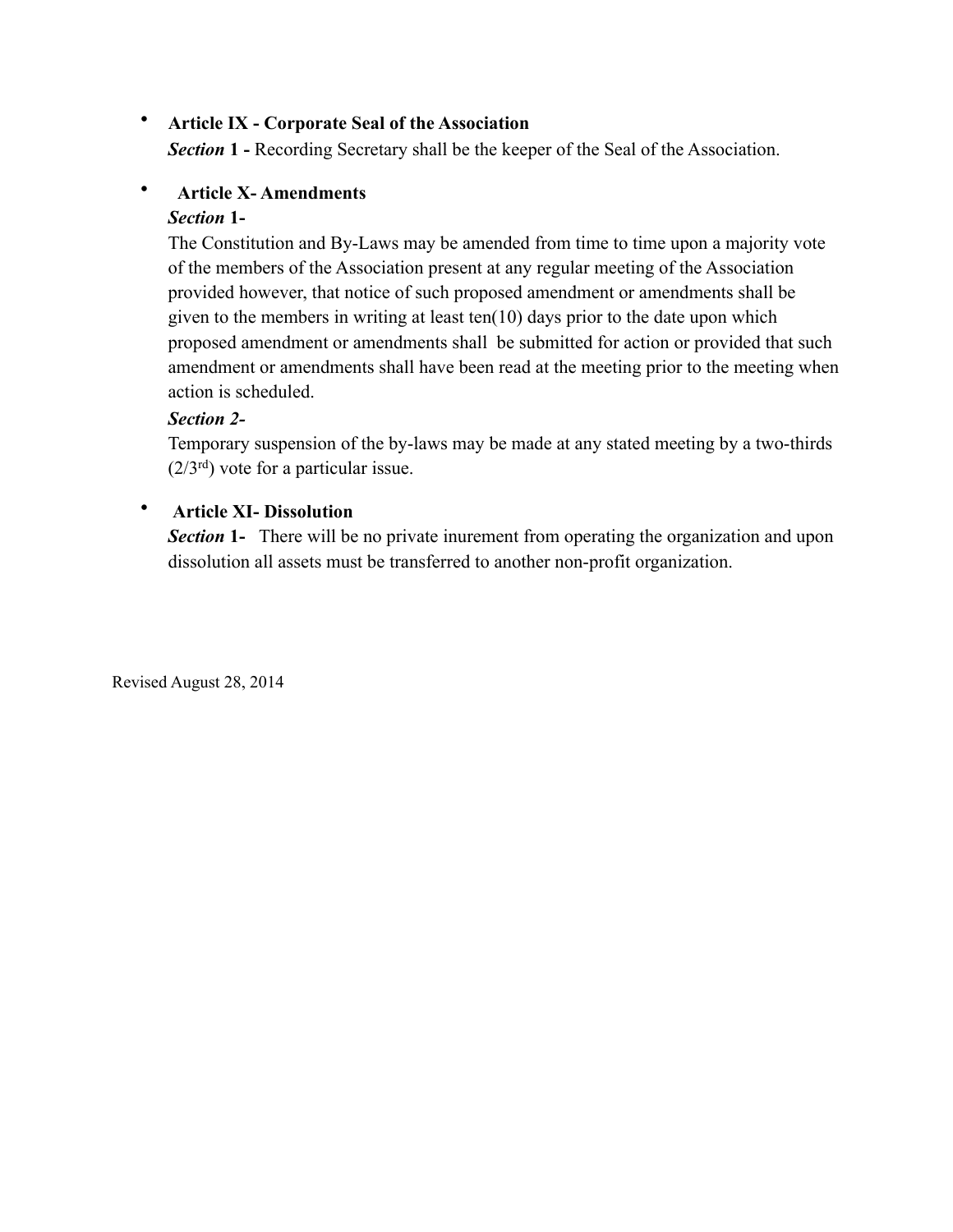- **Article IX - Corporate Seal of the Association**

  ***Section* 1 -** Recording Secretary shall be the keeper of the Seal of the Association.

- **Article X- Amendments**

  ***Section* 1-**

  The Constitution and By-Laws may be amended from time to time upon a majority vote of the members of the Association present at any regular meeting of the Association provided however, that notice of such proposed amendment or amendments shall be given to the members in writing at least ten(10) days prior to the date upon which proposed amendment or amendments shall be submitted for action or provided that such amendment or amendments shall have been read at the meeting prior to the meeting when action is scheduled.

  ***Section 2-***

  Temporary suspension of the by-laws may be made at any stated meeting by a two-thirds (2/3rd) vote for a particular issue.

- **Article XI- Dissolution**

  ***Section* 1-** There will be no private inurement from operating the organization and upon dissolution all assets must be transferred to another non-profit organization.

Revised August 28, 2014